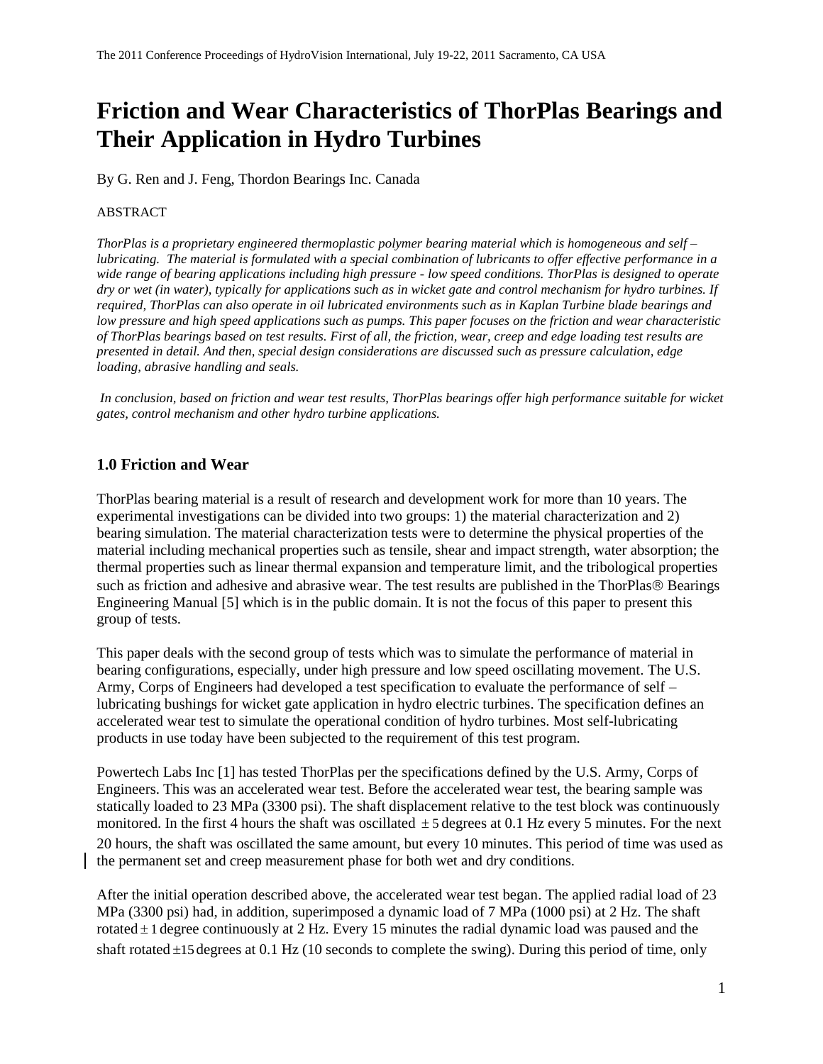# Friction and Wear Characteristics of ThorPlas Bearings and Their Application in Hydro Turbines

By G. Ren and J. Feng, Thordon Bearings Inc. Canada

ABSTRACT

*ThorPlas is a proprietary engineered thermoplastic polymer bearing material which is homogeneous and self – lubricating. The material is formulated with a special combination of lubricants to offer effective performance in a wide range of bearing applications including high pressure - low speed conditions. ThorPlas is designed to operate dry or wet (in water), typically for applications such as in wicket gate and control mechanism for hydro turbines. If required, ThorPlas can also operate in oil lubricated environments such as in Kaplan Turbine blade bearings and low pressure and high speed applications such as pumps. This paper focuses on the friction and wear characteristic of ThorPlas bearings based on test results. First of all, the friction, wear, creep and edge loading test results are presented in detail. And then, special design considerations are discussed such as pressure calculation, edge loading, abrasive handling and seals.*

*In conclusion, based on friction and wear test results, ThorPlas bearings offer high performance suitable for wicket gates, control mechanism and other hydro turbine applications.*

## 1.0 Friction and Wear

ThorPlas bearing material is a result of research and development work for more than 10 years. The experimental investigations can be divided into two groups: 1) the material characterization and 2) bearing simulation. The material characterization tests were to determine the physical properties of the material including mechanical properties such as tensile, shear and impact strength, water absorption; the thermal properties such as linear thermal expansion and temperature limit, and the tribological properties such as friction and adhesive and abrasive wear. The test results are published in the ThorPlas® Bearings Engineering Manual [5] which is in the public domain. It is not the focus of this paper to present this group of tests.

This paper deals with the second group of tests which was to simulate the performance of material in bearing configurations, especially, under high pressure and low speed oscillating movement. The U.S. Army, Corps of Engineers had developed a test specification to evaluate the performance of self – lubricating bushings for wicket gate application in hydro electric turbines. The specification defines an accelerated wear test to simulate the operational condition of hydro turbines. Most self-lubricating products in use today have been subjected to the requirement of this test program.

Powertech Labs Inc [1] has tested ThorPlas per the specifications defined by the U.S. Army, Corps of Engineers. This was an accelerated wear test. Before the accelerated wear test, the bearing sample was statically loaded to 23 MPa (3300 psi). The shaft displacement relative to the test block was continuously monitored. In the first 4 hours the shaft was oscillated $\pm 5$ degrees at 0.1 Hz every 5 minutes. For the next 20 hours, the shaft was oscillated the same amount, but every 10 minutes. This period of time was used as the permanent set and creep measurement phase for both wet and dry conditions.

After the initial operation described above, the accelerated wear test began. The applied radial load of 23 MPa (3300 psi) had, in addition, superimposed a dynamic load of 7 MPa (1000 psi) at 2 Hz. The shaft rotated $\pm 1$ degree continuously at 2 Hz. Every 15 minutes the radial dynamic load was paused and the shaft rotated $\pm 15$ degrees at 0.1 Hz (10 seconds to complete the swing). During this period of time, only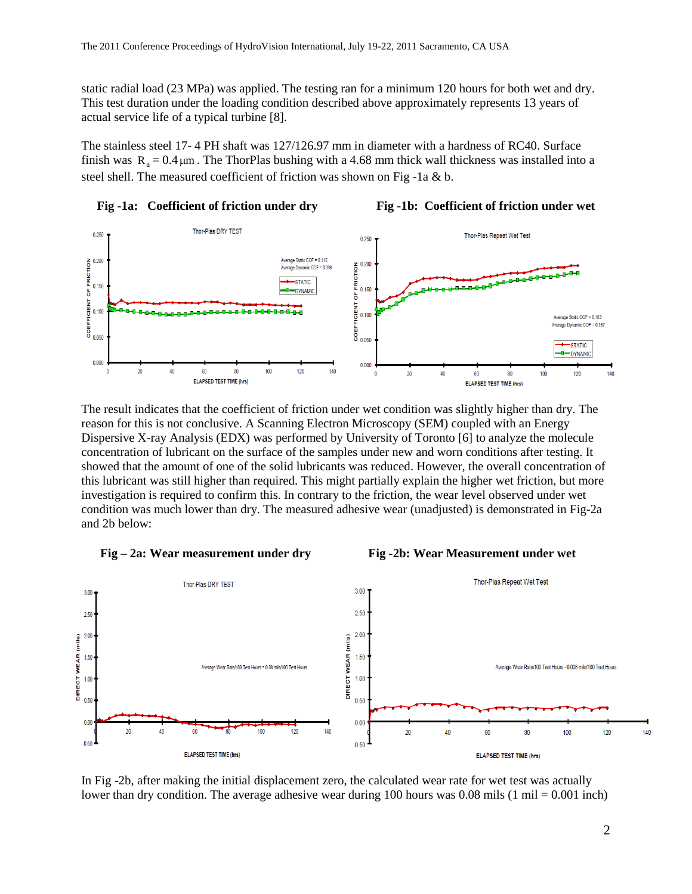static radial load (23 MPa) was applied. The testing ran for a minimum 120 hours for both wet and dry. This test duration under the loading condition described above approximately represents 13 years of actual service life of a typical turbine [8].

The stainless steel 17- 4 PH shaft was 127/126.97 mm in diameter with a hardness of RC40. Surface finish was $R_a = 0.4\,\mu m$. The ThorPlas bushing with a 4.68 mm thick wall thickness was installed into a steel shell. The measured coefficient of friction was shown on Fig -1a & b.

**Fig -1a: Coefficient of friction under dry**

**Fig -1b: Coefficient of friction under wet**

The result indicates that the coefficient of friction under wet condition was slightly higher than dry. The reason for this is not conclusive. A Scanning Electron Microscopy (SEM) coupled with an Energy Dispersive X-ray Analysis (EDX) was performed by University of Toronto [6] to analyze the molecule concentration of lubricant on the surface of the samples under new and worn conditions after testing. It showed that the amount of one of the solid lubricants was reduced. However, the overall concentration of this lubricant was still higher than required. This might partially explain the higher wet friction, but more investigation is required to confirm this. In contrary to the friction, the wear level observed under wet condition was much lower than dry. The measured adhesive wear (unadjusted) is demonstrated in Fig-2a and 2b below:

**Fig – 2a: Wear measurement under dry**

**Fig -2b: Wear Measurement under wet**

In Fig -2b, after making the initial displacement zero, the calculated wear rate for wet test was actually lower than dry condition. The average adhesive wear during 100 hours was 0.08 mils (1 mil = 0.001 inch)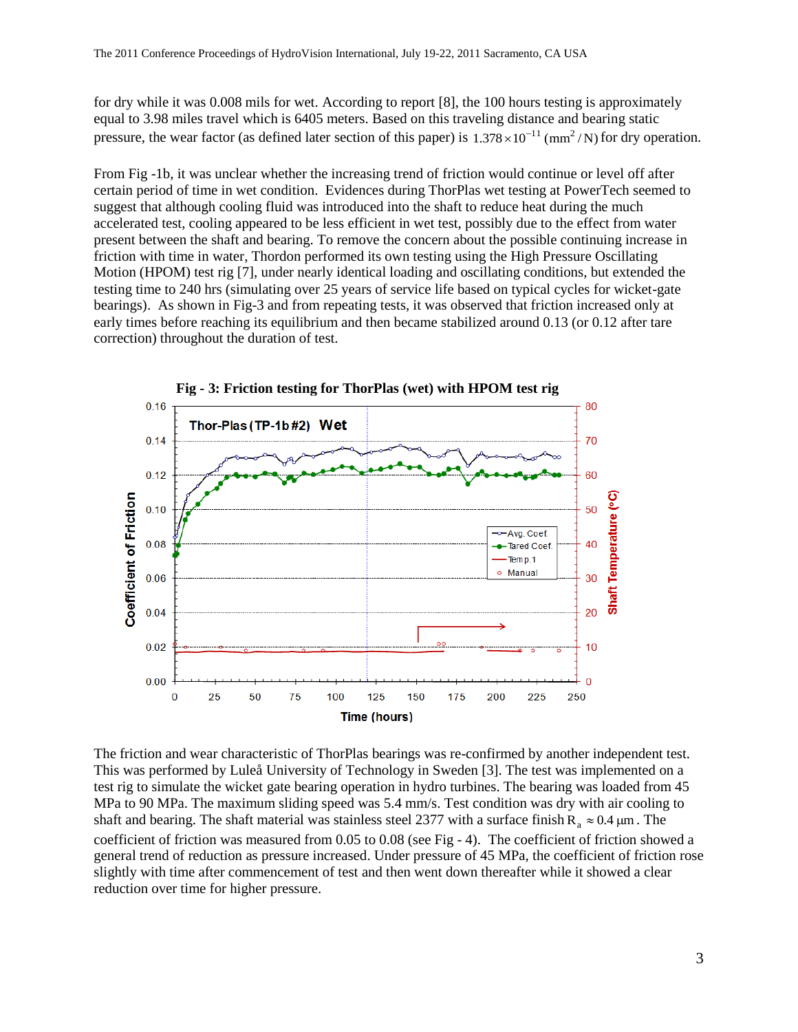for dry while it was 0.008 mils for wet. According to report [8], the 100 hours testing is approximately equal to 3.98 miles travel which is 6405 meters. Based on this traveling distance and bearing static pressure, the wear factor (as defined later section of this paper) is $1.378 \times 10^{-11}\ (\text{mm}^2/\text{N})$ for dry operation.

From Fig -1b, it was unclear whether the increasing trend of friction would continue or level off after certain period of time in wet condition. Evidences during ThorPlas wet testing at PowerTech seemed to suggest that although cooling fluid was introduced into the shaft to reduce heat during the much accelerated test, cooling appeared to be less efficient in wet test, possibly due to the effect from water present between the shaft and bearing. To remove the concern about the possible continuing increase in friction with time in water, Thordon performed its own testing using the High Pressure Oscillating Motion (HPOM) test rig [7], under nearly identical loading and oscillating conditions, but extended the testing time to 240 hrs (simulating over 25 years of service life based on typical cycles for wicket-gate bearings). As shown in Fig-3 and from repeating tests, it was observed that friction increased only at early times before reaching its equilibrium and then became stabilized around 0.13 (or 0.12 after tare correction) throughout the duration of test.

**Fig - 3: Friction testing for ThorPlas (wet) with HPOM test rig**

The friction and wear characteristic of ThorPlas bearings was re-confirmed by another independent test. This was performed by Luleå University of Technology in Sweden [3]. The test was implemented on a test rig to simulate the wicket gate bearing operation in hydro turbines. The bearing was loaded from 45 MPa to 90 MPa. The maximum sliding speed was 5.4 mm/s. Test condition was dry with air cooling to shaft and bearing. The shaft material was stainless steel 2377 with a surface finish $R_a \approx 0.4\ \mu\text{m}$. The coefficient of friction was measured from 0.05 to 0.08 (see Fig - 4). The coefficient of friction showed a general trend of reduction as pressure increased. Under pressure of 45 MPa, the coefficient of friction rose slightly with time after commencement of test and then went down thereafter while it showed a clear reduction over time for higher pressure.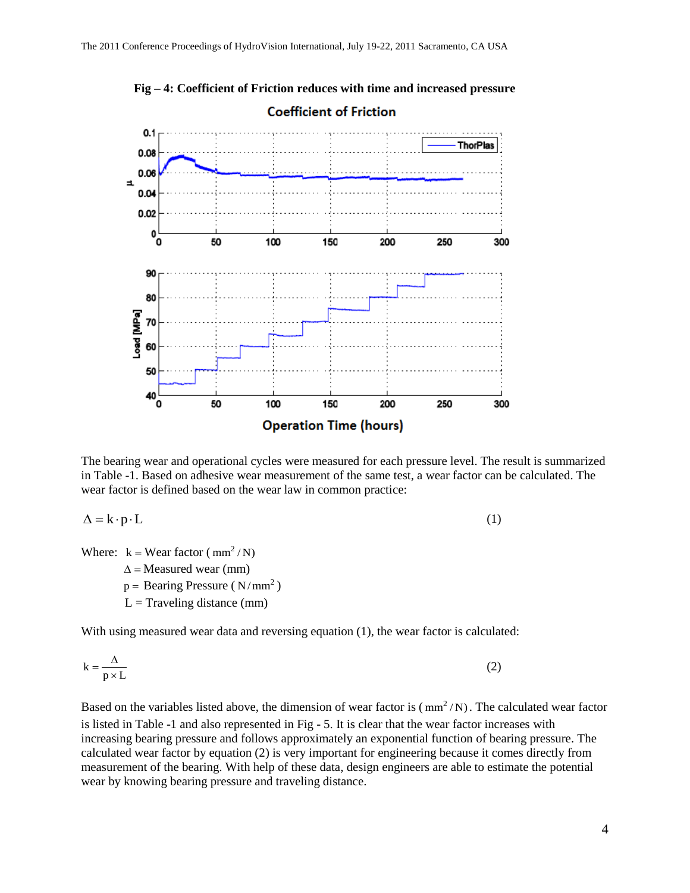**Fig – 4: Coefficient of Friction reduces with time and increased pressure**

The bearing wear and operational cycles were measured for each pressure level. The result is summarized in Table -1. Based on adhesive wear measurement of the same test, a wear factor can be calculated. The wear factor is defined based on the wear law in common practice:

$$\Delta = k \cdot p \cdot L \tag{1}$$

Where: $k =$ Wear factor ( $mm^2/N$)
$\Delta =$ Measured wear (mm)
$p =$ Bearing Pressure ( $N/mm^2$ )
$L =$ Traveling distance (mm)

With using measured wear data and reversing equation (1), the wear factor is calculated:

$$k = \frac{\Delta}{p \times L} \tag{2}$$

Based on the variables listed above, the dimension of wear factor is ( $mm^2/N$). The calculated wear factor is listed in Table -1 and also represented in Fig - 5. It is clear that the wear factor increases with increasing bearing pressure and follows approximately an exponential function of bearing pressure. The calculated wear factor by equation (2) is very important for engineering because it comes directly from measurement of the bearing. With help of these data, design engineers are able to estimate the potential wear by knowing bearing pressure and traveling distance.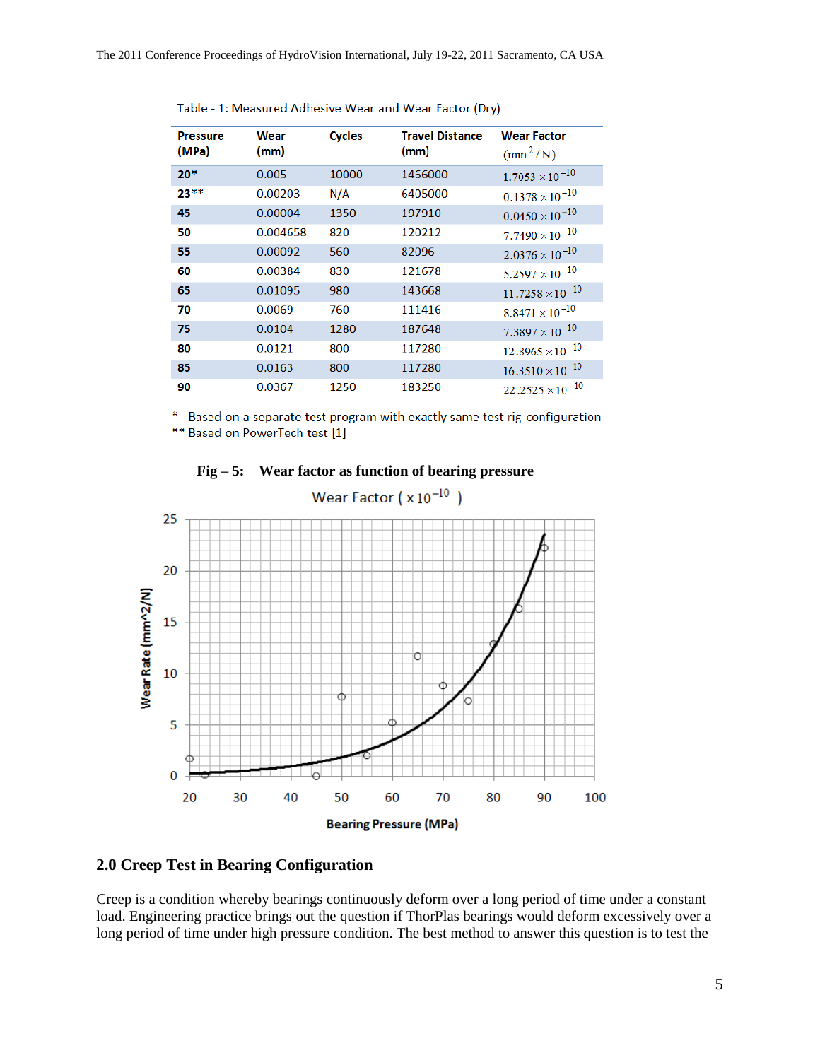Table - 1: Measured Adhesive Wear and Wear Factor (Dry)

| Pressure (MPa) | Wear (mm) | Cycles | Travel Distance (mm) | Wear Factor $(mm^2/N)$ |
|---|---|---|---|---|
| 20* | 0.005 | 10000 | 1466000 | $1.7053 \times 10^{-10}$ |
| 23** | 0.00203 | N/A | 6405000 | $0.1378 \times 10^{-10}$ |
| 45 | 0.00004 | 1350 | 197910 | $0.0450 \times 10^{-10}$ |
| 50 | 0.004658 | 820 | 120212 | $7.7490 \times 10^{-10}$ |
| 55 | 0.00092 | 560 | 82096 | $2.0376 \times 10^{-10}$ |
| 60 | 0.00384 | 830 | 121678 | $5.2597 \times 10^{-10}$ |
| 65 | 0.01095 | 980 | 143668 | $11.7258 \times 10^{-10}$ |
| 70 | 0.0069 | 760 | 111416 | $8.8471 \times 10^{-10}$ |
| 75 | 0.0104 | 1280 | 187648 | $7.3897 \times 10^{-10}$ |
| 80 | 0.0121 | 800 | 117280 | $12.8965 \times 10^{-10}$ |
| 85 | 0.0163 | 800 | 117280 | $16.3510 \times 10^{-10}$ |
| 90 | 0.0367 | 1250 | 183250 | $22.2525 \times 10^{-10}$ |

\* Based on a separate test program with exactly same test rig configuration
\*\* Based on PowerTech test [1]

**Fig – 5: Wear factor as function of bearing pressure**

## 2.0 Creep Test in Bearing Configuration

Creep is a condition whereby bearings continuously deform over a long period of time under a constant load. Engineering practice brings out the question if ThorPlas bearings would deform excessively over a long period of time under high pressure condition. The best method to answer this question is to test the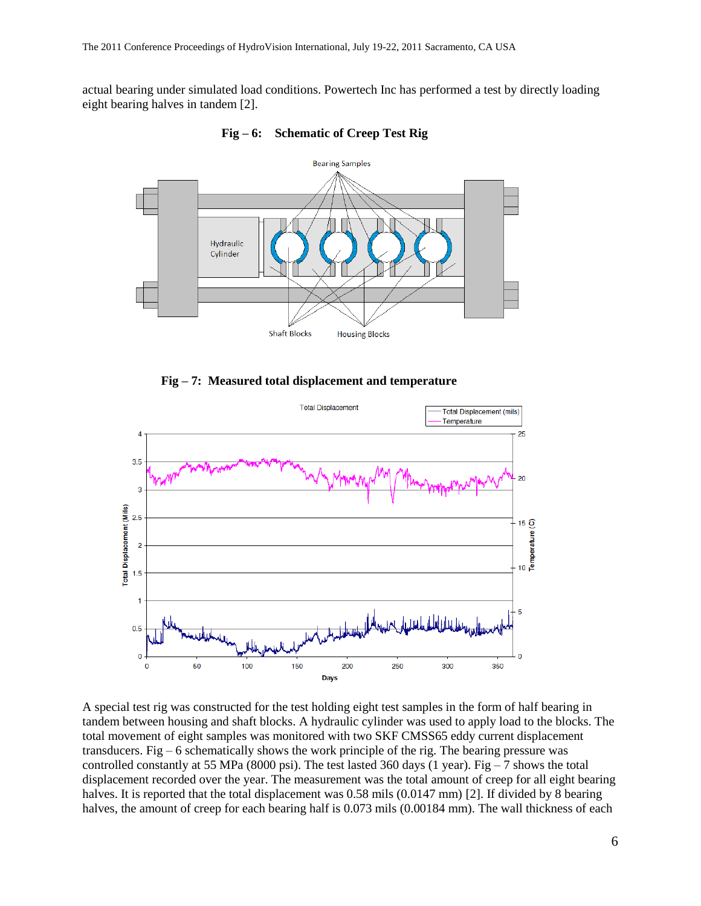actual bearing under simulated load conditions. Powertech Inc has performed a test by directly loading eight bearing halves in tandem [2].

**Fig – 6: Schematic of Creep Test Rig**

**Fig – 7: Measured total displacement and temperature**

A special test rig was constructed for the test holding eight test samples in the form of half bearing in tandem between housing and shaft blocks. A hydraulic cylinder was used to apply load to the blocks. The total movement of eight samples was monitored with two SKF CMSS65 eddy current displacement transducers. Fig – 6 schematically shows the work principle of the rig. The bearing pressure was controlled constantly at 55 MPa (8000 psi). The test lasted 360 days (1 year). Fig – 7 shows the total displacement recorded over the year. The measurement was the total amount of creep for all eight bearing halves. It is reported that the total displacement was 0.58 mils (0.0147 mm) [2]. If divided by 8 bearing halves, the amount of creep for each bearing half is 0.073 mils (0.00184 mm). The wall thickness of each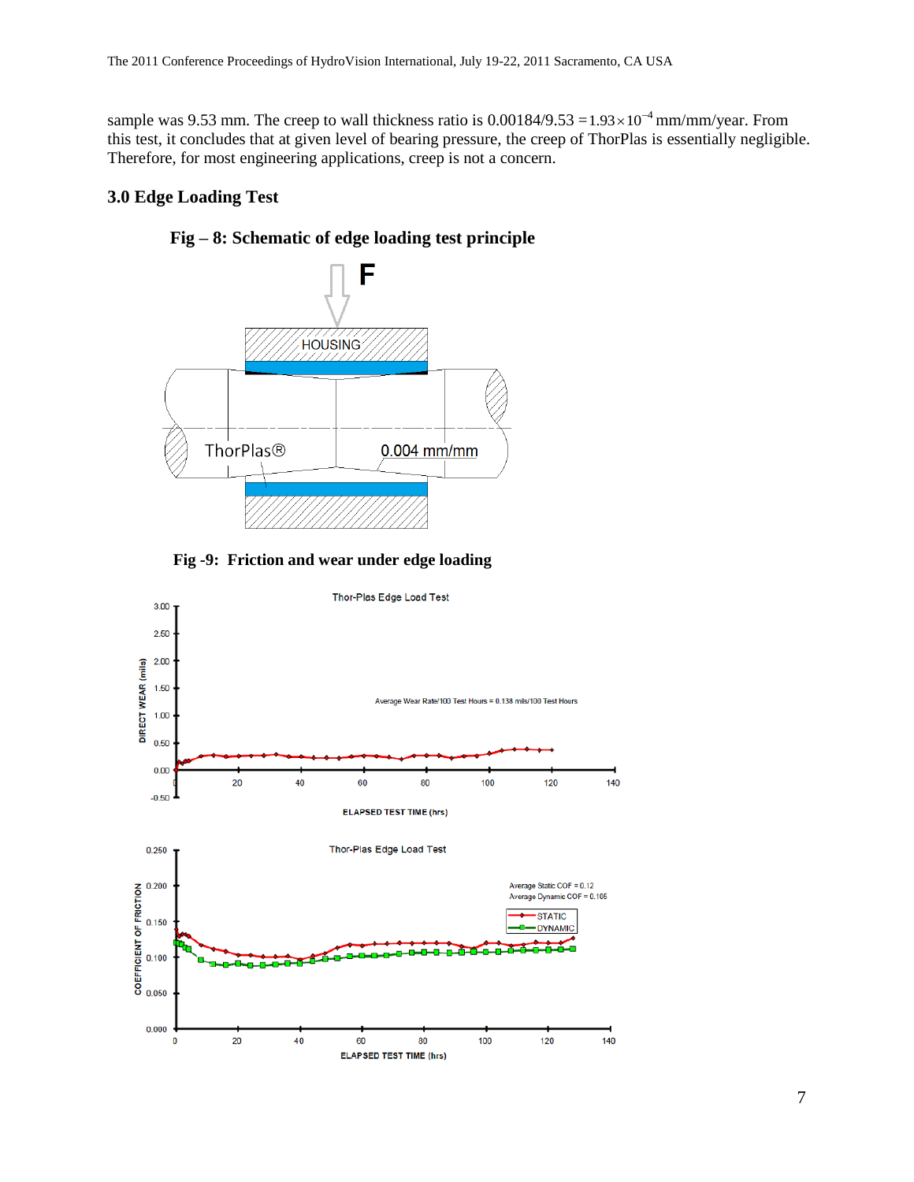sample was 9.53 mm. The creep to wall thickness ratio is 0.00184/9.53 $=1.93\times10^{-4}$ mm/mm/year. From this test, it concludes that at given level of bearing pressure, the creep of ThorPlas is essentially negligible. Therefore, for most engineering applications, creep is not a concern.

## 3.0 Edge Loading Test

**Fig – 8: Schematic of edge loading test principle**

**Fig -9: Friction and wear under edge loading**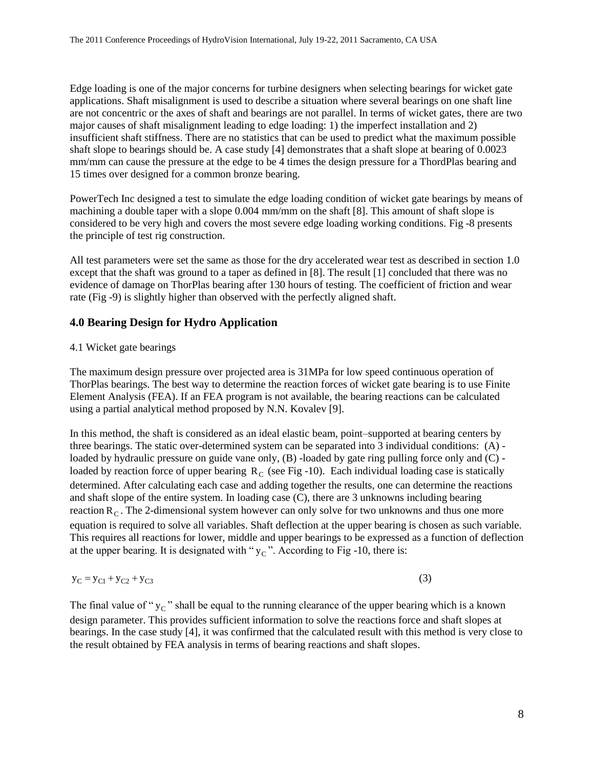Edge loading is one of the major concerns for turbine designers when selecting bearings for wicket gate applications. Shaft misalignment is used to describe a situation where several bearings on one shaft line are not concentric or the axes of shaft and bearings are not parallel. In terms of wicket gates, there are two major causes of shaft misalignment leading to edge loading: 1) the imperfect installation and 2) insufficient shaft stiffness. There are no statistics that can be used to predict what the maximum possible shaft slope to bearings should be. A case study [4] demonstrates that a shaft slope at bearing of 0.0023 mm/mm can cause the pressure at the edge to be 4 times the design pressure for a ThordPlas bearing and 15 times over designed for a common bronze bearing.

PowerTech Inc designed a test to simulate the edge loading condition of wicket gate bearings by means of machining a double taper with a slope 0.004 mm/mm on the shaft [8]. This amount of shaft slope is considered to be very high and covers the most severe edge loading working conditions. Fig -8 presents the principle of test rig construction.

All test parameters were set the same as those for the dry accelerated wear test as described in section 1.0 except that the shaft was ground to a taper as defined in [8]. The result [1] concluded that there was no evidence of damage on ThorPlas bearing after 130 hours of testing. The coefficient of friction and wear rate (Fig -9) is slightly higher than observed with the perfectly aligned shaft.

## 4.0 Bearing Design for Hydro Application

### 4.1 Wicket gate bearings

The maximum design pressure over projected area is 31MPa for low speed continuous operation of ThorPlas bearings. The best way to determine the reaction forces of wicket gate bearing is to use Finite Element Analysis (FEA). If an FEA program is not available, the bearing reactions can be calculated using a partial analytical method proposed by N.N. Kovalev [9].

In this method, the shaft is considered as an ideal elastic beam, point–supported at bearing centers by three bearings. The static over-determined system can be separated into 3 individual conditions: (A) -loaded by hydraulic pressure on guide vane only, (B) -loaded by gate ring pulling force only and (C) -loaded by reaction force of upper bearing $R_C$ (see Fig -10). Each individual loading case is statically determined. After calculating each case and adding together the results, one can determine the reactions and shaft slope of the entire system. In loading case (C), there are 3 unknowns including bearing reaction $R_C$. The 2-dimensional system however can only solve for two unknowns and thus one more equation is required to solve all variables. Shaft deflection at the upper bearing is chosen as such variable. This requires all reactions for lower, middle and upper bearings to be expressed as a function of deflection at the upper bearing. It is designated with "$y_C$". According to Fig -10, there is:

$$y_C = y_{C1} + y_{C2} + y_{C3} \qquad (3)$$

The final value of "$y_C$" shall be equal to the running clearance of the upper bearing which is a known design parameter. This provides sufficient information to solve the reactions force and shaft slopes at bearings. In the case study [4], it was confirmed that the calculated result with this method is very close to the result obtained by FEA analysis in terms of bearing reactions and shaft slopes.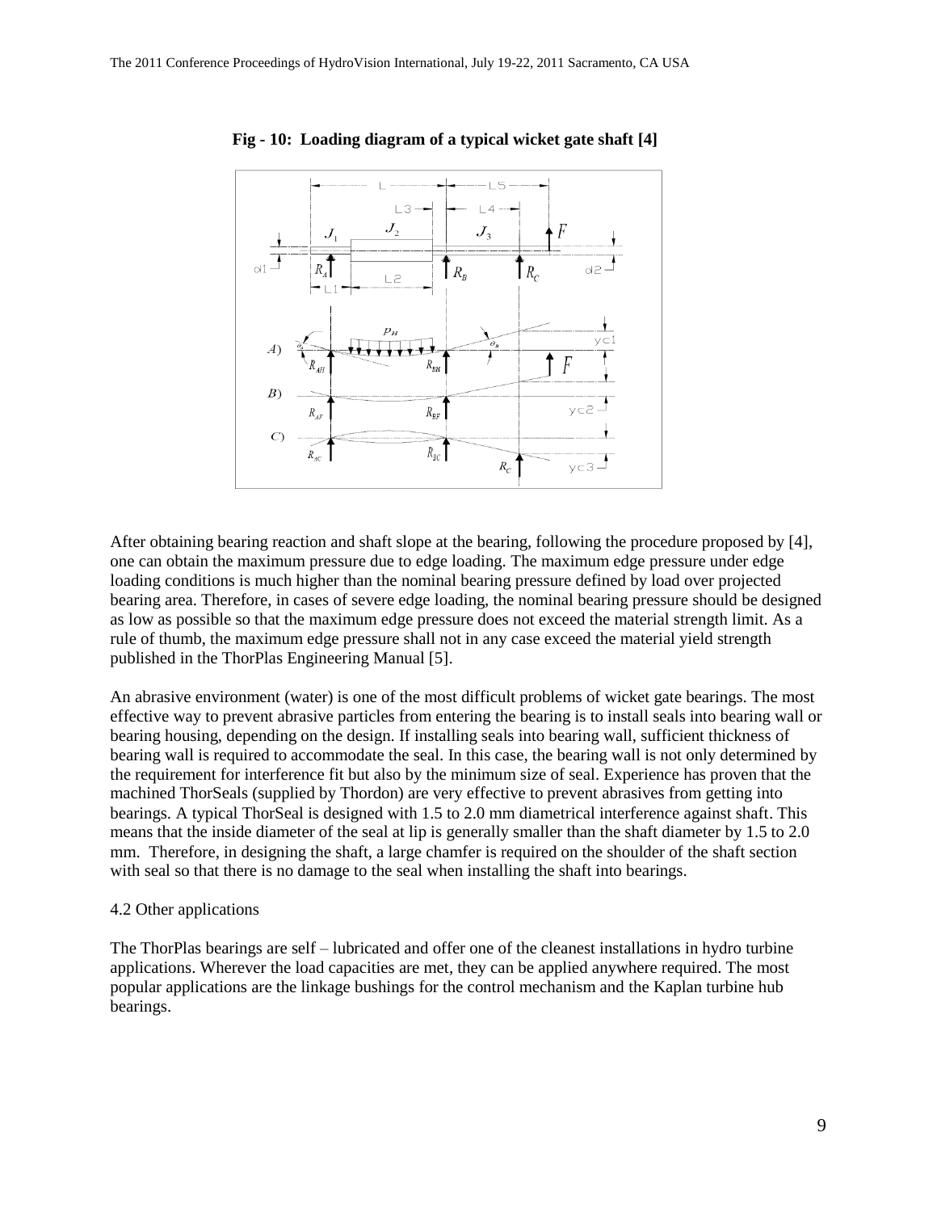**Fig - 10: Loading diagram of a typical wicket gate shaft [4]**

After obtaining bearing reaction and shaft slope at the bearing, following the procedure proposed by [4], one can obtain the maximum pressure due to edge loading. The maximum edge pressure under edge loading conditions is much higher than the nominal bearing pressure defined by load over projected bearing area. Therefore, in cases of severe edge loading, the nominal bearing pressure should be designed as low as possible so that the maximum edge pressure does not exceed the material strength limit. As a rule of thumb, the maximum edge pressure shall not in any case exceed the material yield strength published in the ThorPlas Engineering Manual [5].

An abrasive environment (water) is one of the most difficult problems of wicket gate bearings. The most effective way to prevent abrasive particles from entering the bearing is to install seals into bearing wall or bearing housing, depending on the design. If installing seals into bearing wall, sufficient thickness of bearing wall is required to accommodate the seal. In this case, the bearing wall is not only determined by the requirement for interference fit but also by the minimum size of seal. Experience has proven that the machined ThorSeals (supplied by Thordon) are very effective to prevent abrasives from getting into bearings. A typical ThorSeal is designed with 1.5 to 2.0 mm diametrical interference against shaft. This means that the inside diameter of the seal at lip is generally smaller than the shaft diameter by 1.5 to 2.0 mm. Therefore, in designing the shaft, a large chamfer is required on the shoulder of the shaft section with seal so that there is no damage to the seal when installing the shaft into bearings.

### 4.2 Other applications

The ThorPlas bearings are self – lubricated and offer one of the cleanest installations in hydro turbine applications. Wherever the load capacities are met, they can be applied anywhere required. The most popular applications are the linkage bushings for the control mechanism and the Kaplan turbine hub bearings.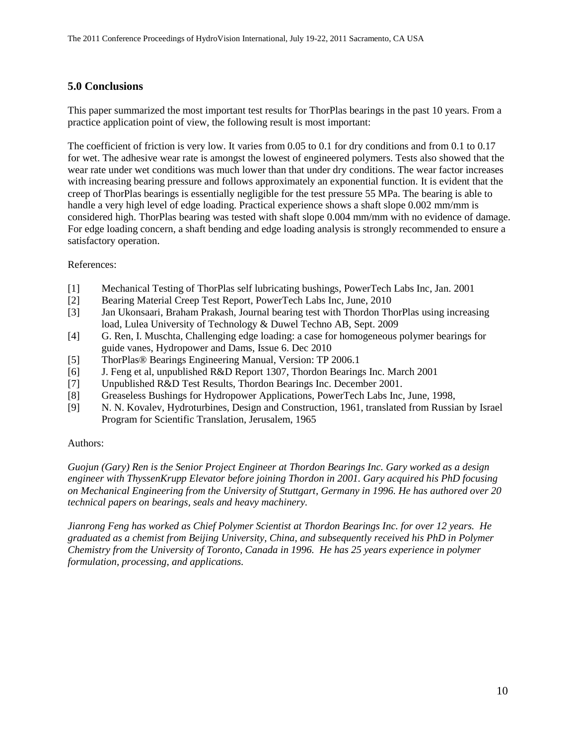## 5.0 Conclusions

This paper summarized the most important test results for ThorPlas bearings in the past 10 years. From a practice application point of view, the following result is most important:

The coefficient of friction is very low. It varies from 0.05 to 0.1 for dry conditions and from 0.1 to 0.17 for wet. The adhesive wear rate is amongst the lowest of engineered polymers. Tests also showed that the wear rate under wet conditions was much lower than that under dry conditions. The wear factor increases with increasing bearing pressure and follows approximately an exponential function. It is evident that the creep of ThorPlas bearings is essentially negligible for the test pressure 55 MPa. The bearing is able to handle a very high level of edge loading. Practical experience shows a shaft slope 0.002 mm/mm is considered high. ThorPlas bearing was tested with shaft slope 0.004 mm/mm with no evidence of damage. For edge loading concern, a shaft bending and edge loading analysis is strongly recommended to ensure a satisfactory operation.

References:

[1] Mechanical Testing of ThorPlas self lubricating bushings, PowerTech Labs Inc, Jan. 2001

[2] Bearing Material Creep Test Report, PowerTech Labs Inc, June, 2010

[3] Jan Ukonsaari, Braham Prakash, Journal bearing test with Thordon ThorPlas using increasing load, Lulea University of Technology & Duwel Techno AB, Sept. 2009

[4] G. Ren, I. Muschta, Challenging edge loading: a case for homogeneous polymer bearings for guide vanes, Hydropower and Dams, Issue 6. Dec 2010

[5] ThorPlas® Bearings Engineering Manual, Version: TP 2006.1

[6] J. Feng et al, unpublished R&D Report 1307, Thordon Bearings Inc. March 2001

[7] Unpublished R&D Test Results, Thordon Bearings Inc. December 2001.

[8] Greaseless Bushings for Hydropower Applications, PowerTech Labs Inc, June, 1998,

[9] N. N. Kovalev, Hydroturbines, Design and Construction, 1961, translated from Russian by Israel Program for Scientific Translation, Jerusalem, 1965

Authors:

*Guojun (Gary) Ren is the Senior Project Engineer at Thordon Bearings Inc. Gary worked as a design engineer with ThyssenKrupp Elevator before joining Thordon in 2001. Gary acquired his PhD focusing on Mechanical Engineering from the University of Stuttgart, Germany in 1996. He has authored over 20 technical papers on bearings, seals and heavy machinery.*

*Jianrong Feng has worked as Chief Polymer Scientist at Thordon Bearings Inc. for over 12 years. He graduated as a chemist from Beijing University, China, and subsequently received his PhD in Polymer Chemistry from the University of Toronto, Canada in 1996. He has 25 years experience in polymer formulation, processing, and applications.*